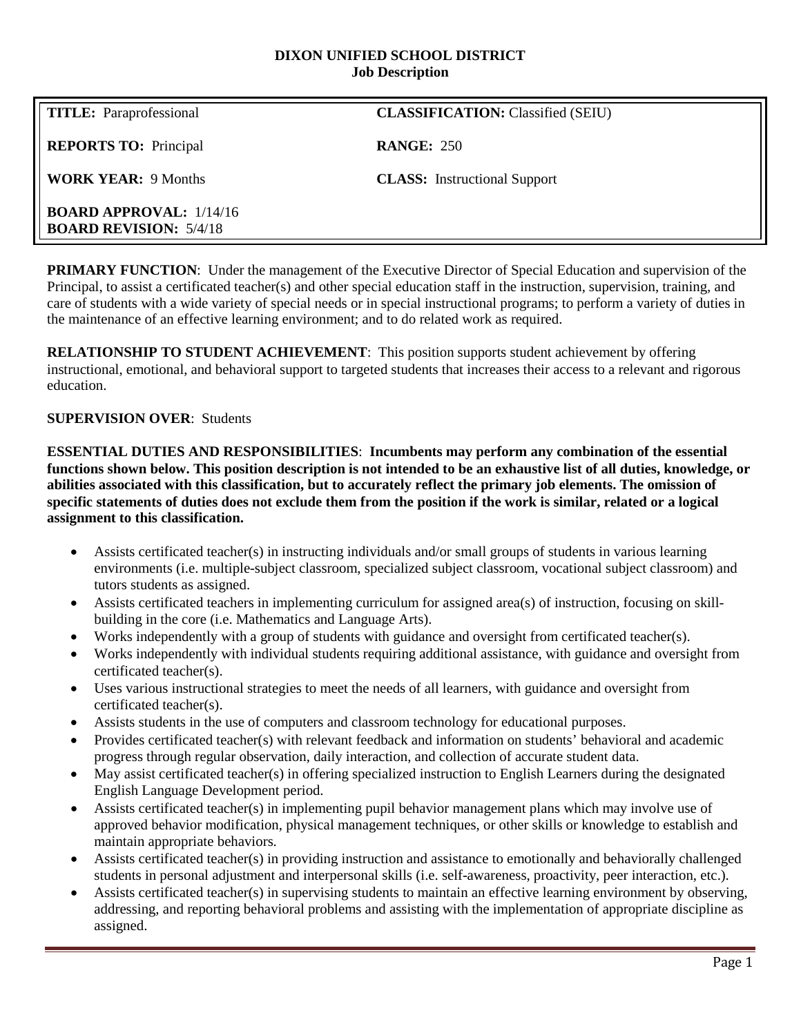**DIXON UNIFIED SCHOOL DISTRICT**
**Job Description**

| **TITLE:** Paraprofessional | **CLASSIFICATION:** Classified (SEIU) |
| --- | --- |
| **REPORTS TO:** Principal | **RANGE:** 250 |
| **WORK YEAR:** 9 Months | **CLASS:** Instructional Support |
| **BOARD APPROVAL:** 1/14/16<br>**BOARD REVISION:** 5/4/18 | |

**PRIMARY FUNCTION**: Under the management of the Executive Director of Special Education and supervision of the Principal, to assist a certificated teacher(s) and other special education staff in the instruction, supervision, training, and care of students with a wide variety of special needs or in special instructional programs; to perform a variety of duties in the maintenance of an effective learning environment; and to do related work as required.

**RELATIONSHIP TO STUDENT ACHIEVEMENT**: This position supports student achievement by offering instructional, emotional, and behavioral support to targeted students that increases their access to a relevant and rigorous education.

**SUPERVISION OVER**: Students

**ESSENTIAL DUTIES AND RESPONSIBILITIES**: **Incumbents may perform any combination of the essential functions shown below. This position description is not intended to be an exhaustive list of all duties, knowledge, or abilities associated with this classification, but to accurately reflect the primary job elements. The omission of specific statements of duties does not exclude them from the position if the work is similar, related or a logical assignment to this classification.**

- Assists certificated teacher(s) in instructing individuals and/or small groups of students in various learning environments (i.e. multiple-subject classroom, specialized subject classroom, vocational subject classroom) and tutors students as assigned.
- Assists certificated teachers in implementing curriculum for assigned area(s) of instruction, focusing on skill-building in the core (i.e. Mathematics and Language Arts).
- Works independently with a group of students with guidance and oversight from certificated teacher(s).
- Works independently with individual students requiring additional assistance, with guidance and oversight from certificated teacher(s).
- Uses various instructional strategies to meet the needs of all learners, with guidance and oversight from certificated teacher(s).
- Assists students in the use of computers and classroom technology for educational purposes.
- Provides certificated teacher(s) with relevant feedback and information on students' behavioral and academic progress through regular observation, daily interaction, and collection of accurate student data.
- May assist certificated teacher(s) in offering specialized instruction to English Learners during the designated English Language Development period.
- Assists certificated teacher(s) in implementing pupil behavior management plans which may involve use of approved behavior modification, physical management techniques, or other skills or knowledge to establish and maintain appropriate behaviors.
- Assists certificated teacher(s) in providing instruction and assistance to emotionally and behaviorally challenged students in personal adjustment and interpersonal skills (i.e. self-awareness, proactivity, peer interaction, etc.).
- Assists certificated teacher(s) in supervising students to maintain an effective learning environment by observing, addressing, and reporting behavioral problems and assisting with the implementation of appropriate discipline as assigned.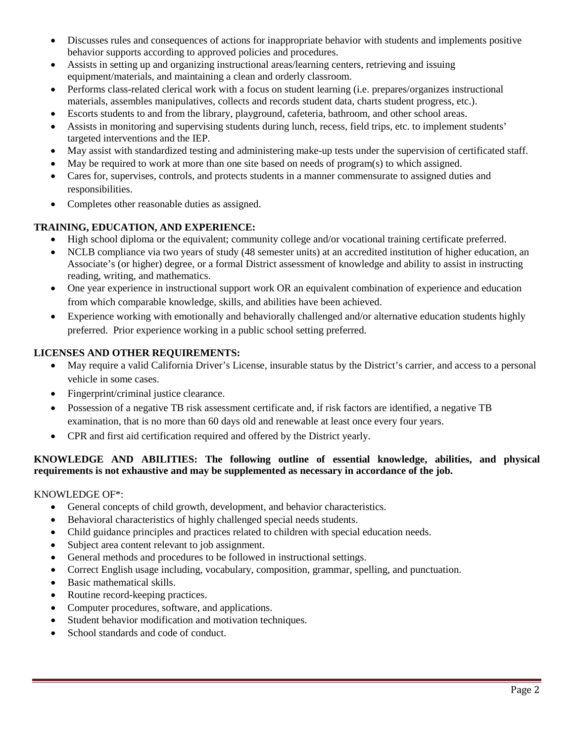- Discusses rules and consequences of actions for inappropriate behavior with students and implements positive behavior supports according to approved policies and procedures.
- Assists in setting up and organizing instructional areas/learning centers, retrieving and issuing equipment/materials, and maintaining a clean and orderly classroom.
- Performs class-related clerical work with a focus on student learning (i.e. prepares/organizes instructional materials, assembles manipulatives, collects and records student data, charts student progress, etc.).
- Escorts students to and from the library, playground, cafeteria, bathroom, and other school areas.
- Assists in monitoring and supervising students during lunch, recess, field trips, etc. to implement students' targeted interventions and the IEP.
- May assist with standardized testing and administering make-up tests under the supervision of certificated staff.
- May be required to work at more than one site based on needs of program(s) to which assigned.
- Cares for, supervises, controls, and protects students in a manner commensurate to assigned duties and responsibilities.
- Completes other reasonable duties as assigned.

**TRAINING, EDUCATION, AND EXPERIENCE:**

- High school diploma or the equivalent; community college and/or vocational training certificate preferred.
- NCLB compliance via two years of study (48 semester units) at an accredited institution of higher education, an Associate's (or higher) degree, or a formal District assessment of knowledge and ability to assist in instructing reading, writing, and mathematics.
- One year experience in instructional support work OR an equivalent combination of experience and education from which comparable knowledge, skills, and abilities have been achieved.
- Experience working with emotionally and behaviorally challenged and/or alternative education students highly preferred. Prior experience working in a public school setting preferred.

**LICENSES AND OTHER REQUIREMENTS:**

- May require a valid California Driver's License, insurable status by the District's carrier, and access to a personal vehicle in some cases.
- Fingerprint/criminal justice clearance.
- Possession of a negative TB risk assessment certificate and, if risk factors are identified, a negative TB examination, that is no more than 60 days old and renewable at least once every four years.
- CPR and first aid certification required and offered by the District yearly.

**KNOWLEDGE AND ABILITIES: The following outline of essential knowledge, abilities, and physical requirements is not exhaustive and may be supplemented as necessary in accordance of the job.**

KNOWLEDGE OF*:

- General concepts of child growth, development, and behavior characteristics.
- Behavioral characteristics of highly challenged special needs students.
- Child guidance principles and practices related to children with special education needs.
- Subject area content relevant to job assignment.
- General methods and procedures to be followed in instructional settings.
- Correct English usage including, vocabulary, composition, grammar, spelling, and punctuation.
- Basic mathematical skills.
- Routine record-keeping practices.
- Computer procedures, software, and applications.
- Student behavior modification and motivation techniques.
- School standards and code of conduct.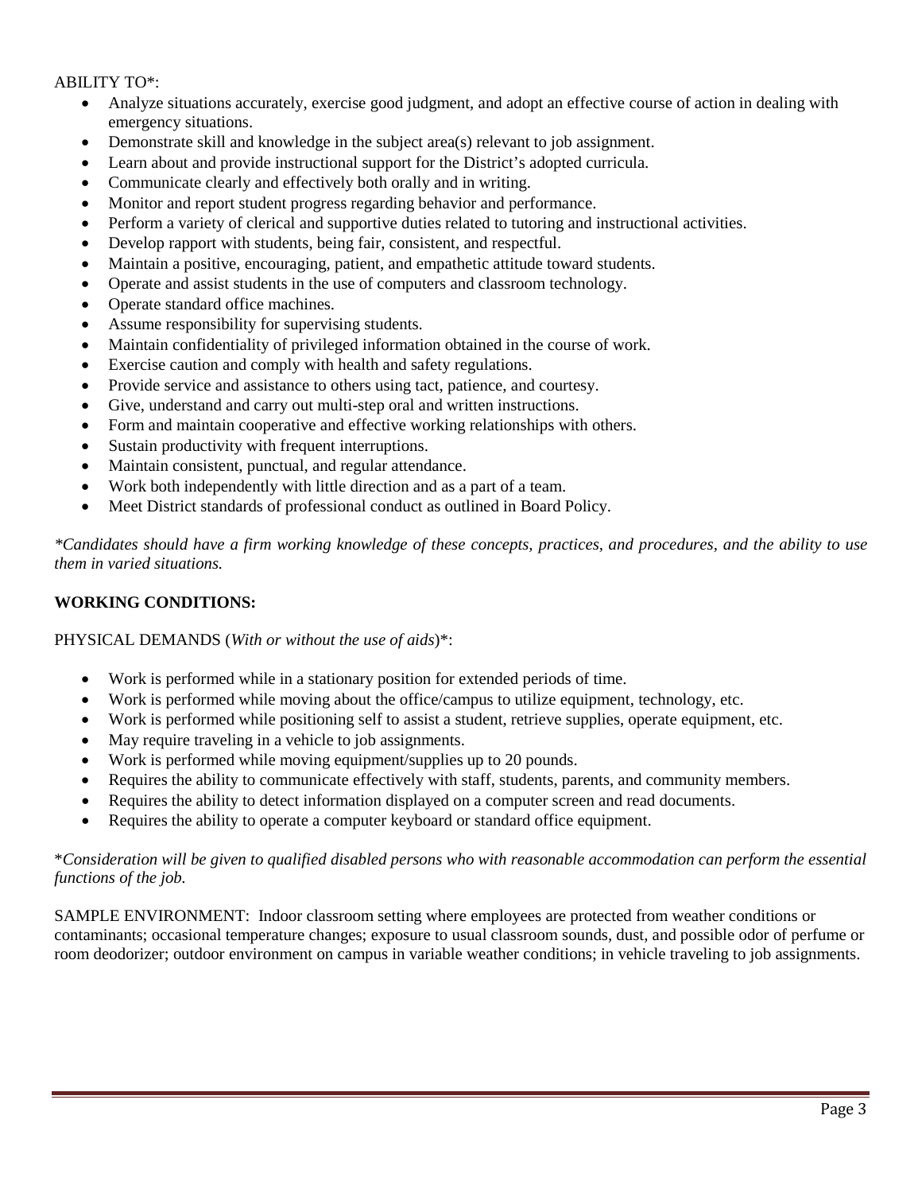ABILITY TO*:

- Analyze situations accurately, exercise good judgment, and adopt an effective course of action in dealing with emergency situations.
- Demonstrate skill and knowledge in the subject area(s) relevant to job assignment.
- Learn about and provide instructional support for the District's adopted curricula.
- Communicate clearly and effectively both orally and in writing.
- Monitor and report student progress regarding behavior and performance.
- Perform a variety of clerical and supportive duties related to tutoring and instructional activities.
- Develop rapport with students, being fair, consistent, and respectful.
- Maintain a positive, encouraging, patient, and empathetic attitude toward students.
- Operate and assist students in the use of computers and classroom technology.
- Operate standard office machines.
- Assume responsibility for supervising students.
- Maintain confidentiality of privileged information obtained in the course of work.
- Exercise caution and comply with health and safety regulations.
- Provide service and assistance to others using tact, patience, and courtesy.
- Give, understand and carry out multi-step oral and written instructions.
- Form and maintain cooperative and effective working relationships with others.
- Sustain productivity with frequent interruptions.
- Maintain consistent, punctual, and regular attendance.
- Work both independently with little direction and as a part of a team.
- Meet District standards of professional conduct as outlined in Board Policy.

**Candidates should have a firm working knowledge of these concepts, practices, and procedures, and the ability to use them in varied situations.*

**WORKING CONDITIONS:**

PHYSICAL DEMANDS (*With or without the use of aids*)*:

- Work is performed while in a stationary position for extended periods of time.
- Work is performed while moving about the office/campus to utilize equipment, technology, etc.
- Work is performed while positioning self to assist a student, retrieve supplies, operate equipment, etc.
- May require traveling in a vehicle to job assignments.
- Work is performed while moving equipment/supplies up to 20 pounds.
- Requires the ability to communicate effectively with staff, students, parents, and community members.
- Requires the ability to detect information displayed on a computer screen and read documents.
- Requires the ability to operate a computer keyboard or standard office equipment.

**Consideration will be given to qualified disabled persons who with reasonable accommodation can perform the essential functions of the job.*

SAMPLE ENVIRONMENT: Indoor classroom setting where employees are protected from weather conditions or contaminants; occasional temperature changes; exposure to usual classroom sounds, dust, and possible odor of perfume or room deodorizer; outdoor environment on campus in variable weather conditions; in vehicle traveling to job assignments.